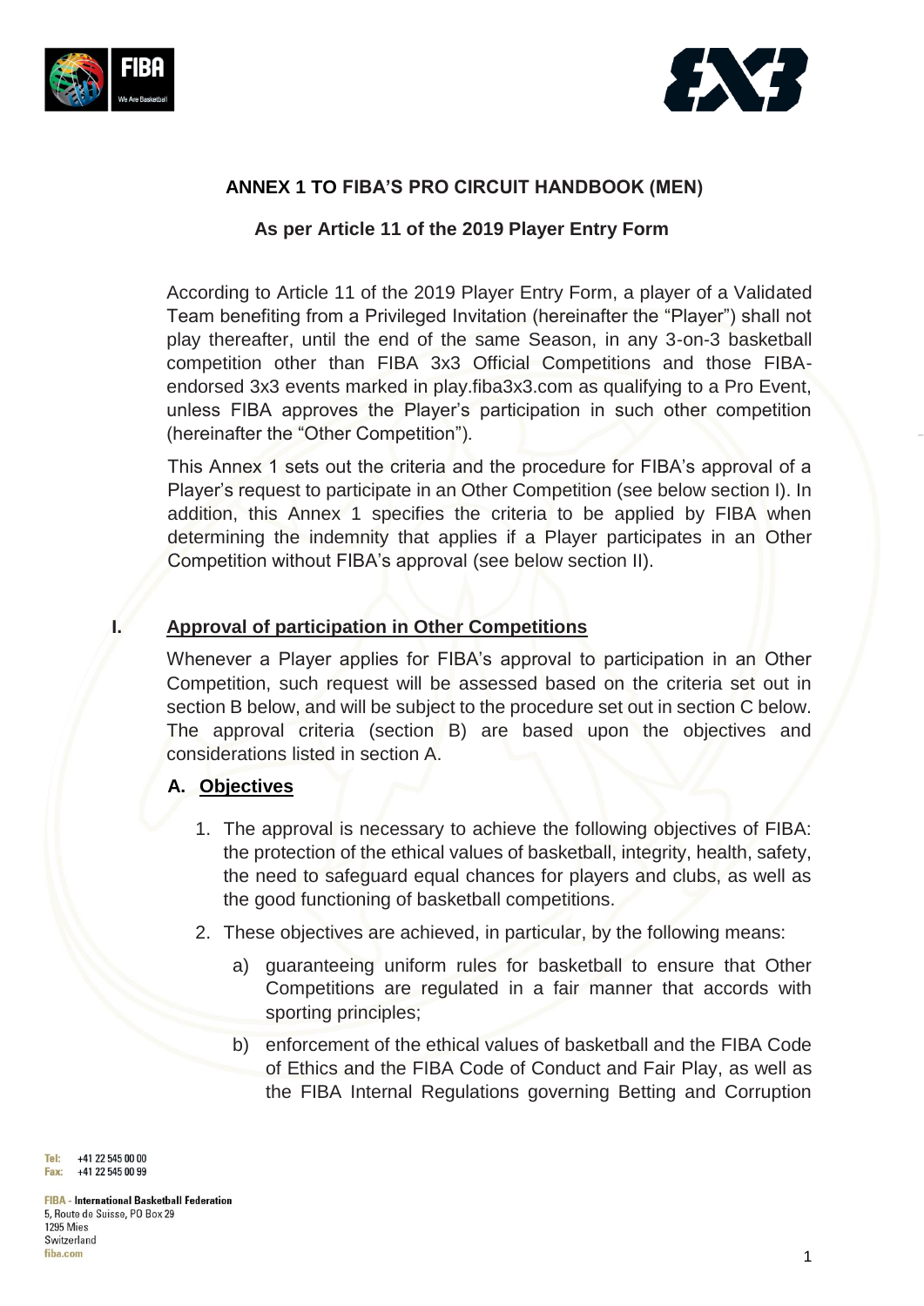# ANNEX 1 TO FIBA'S PRO CIRCUIT HANDBOOK (MEN)

## As per Article 11 of the 2019 Player Entry Form

According to Article 11 of the 2019 Player Entry Form, a player of a Validated Team benefiting from a Privileged Invitation (hereinafter the "Player") shall not play thereafter, until the end of the same Season, in any 3-on-3 basketball competition other than FIBA 3x3 Official Competitions and those FIBA-endorsed 3x3 events marked in play.fiba3x3.com as qualifying to a Pro Event, unless FIBA approves the Player's participation in such other competition (hereinafter the "Other Competition").

This Annex 1 sets out the criteria and the procedure for FIBA's approval of a Player's request to participate in an Other Competition (see below section I). In addition, this Annex 1 specifies the criteria to be applied by FIBA when determining the indemnity that applies if a Player participates in an Other Competition without FIBA's approval (see below section II).

## I. Approval of participation in Other Competitions

Whenever a Player applies for FIBA's approval to participation in an Other Competition, such request will be assessed based on the criteria set out in section B below, and will be subject to the procedure set out in section C below. The approval criteria (section B) are based upon the objectives and considerations listed in section A.

### A. Objectives

1. The approval is necessary to achieve the following objectives of FIBA: the protection of the ethical values of basketball, integrity, health, safety, the need to safeguard equal chances for players and clubs, as well as the good functioning of basketball competitions.
2. These objectives are achieved, in particular, by the following means:
   a) guaranteeing uniform rules for basketball to ensure that Other Competitions are regulated in a fair manner that accords with sporting principles;
   b) enforcement of the ethical values of basketball and the FIBA Code of Ethics and the FIBA Code of Conduct and Fair Play, as well as the FIBA Internal Regulations governing Betting and Corruption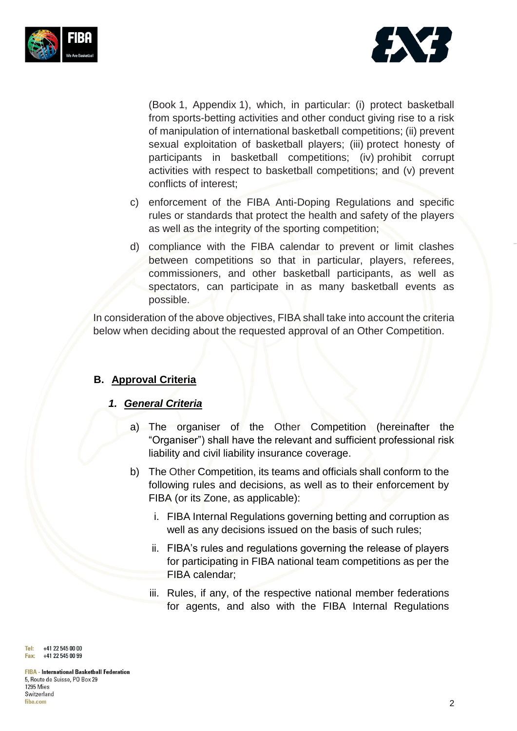(Book 1, Appendix 1), which, in particular: (i) protect basketball from sports-betting activities and other conduct giving rise to a risk of manipulation of international basketball competitions; (ii) prevent sexual exploitation of basketball players; (iii) protect honesty of participants in basketball competitions; (iv) prohibit corrupt activities with respect to basketball competitions; and (v) prevent conflicts of interest;

c) enforcement of the FIBA Anti-Doping Regulations and specific rules or standards that protect the health and safety of the players as well as the integrity of the sporting competition;

d) compliance with the FIBA calendar to prevent or limit clashes between competitions so that in particular, players, referees, commissioners, and other basketball participants, as well as spectators, can participate in as many basketball events as possible.

In consideration of the above objectives, FIBA shall take into account the criteria below when deciding about the requested approval of an Other Competition.

## B. <u>Approval Criteria</u>

### *1. <u>General Criteria</u>*

a) The organiser of the Other Competition (hereinafter the "Organiser") shall have the relevant and sufficient professional risk liability and civil liability insurance coverage.

b) The Other Competition, its teams and officials shall conform to the following rules and decisions, as well as to their enforcement by FIBA (or its Zone, as applicable):

   i. FIBA Internal Regulations governing betting and corruption as well as any decisions issued on the basis of such rules;

   ii. FIBA's rules and regulations governing the release of players for participating in FIBA national team competitions as per the FIBA calendar;

   iii. Rules, if any, of the respective national member federations for agents, and also with the FIBA Internal Regulations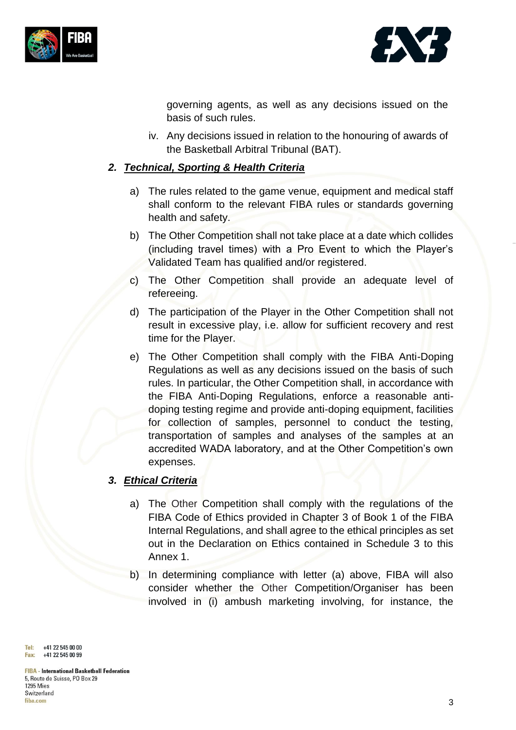governing agents, as well as any decisions issued on the basis of such rules.

iv. Any decisions issued in relation to the honouring of awards of the Basketball Arbitral Tribunal (BAT).

### 2. ***Technical, Sporting & Health Criteria***

a) The rules related to the game venue, equipment and medical staff shall conform to the relevant FIBA rules or standards governing health and safety.

b) The Other Competition shall not take place at a date which collides (including travel times) with a Pro Event to which the Player's Validated Team has qualified and/or registered.

c) The Other Competition shall provide an adequate level of refereeing.

d) The participation of the Player in the Other Competition shall not result in excessive play, i.e. allow for sufficient recovery and rest time for the Player.

e) The Other Competition shall comply with the FIBA Anti-Doping Regulations as well as any decisions issued on the basis of such rules. In particular, the Other Competition shall, in accordance with the FIBA Anti-Doping Regulations, enforce a reasonable anti-doping testing regime and provide anti-doping equipment, facilities for collection of samples, personnel to conduct the testing, transportation of samples and analyses of the samples at an accredited WADA laboratory, and at the Other Competition's own expenses.

### 3. ***Ethical Criteria***

a) The Other Competition shall comply with the regulations of the FIBA Code of Ethics provided in Chapter 3 of Book 1 of the FIBA Internal Regulations, and shall agree to the ethical principles as set out in the Declaration on Ethics contained in Schedule 3 to this Annex 1.

b) In determining compliance with letter (a) above, FIBA will also consider whether the Other Competition/Organiser has been involved in (i) ambush marketing involving, for instance, the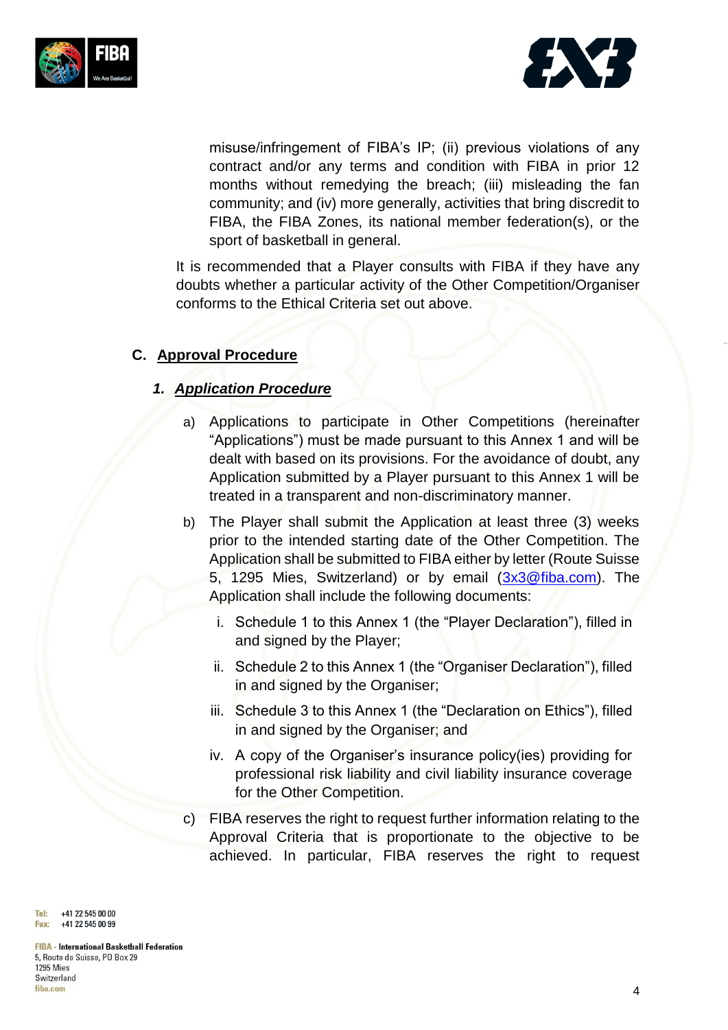misuse/infringement of FIBA's IP; (ii) previous violations of any contract and/or any terms and condition with FIBA in prior 12 months without remedying the breach; (iii) misleading the fan community; and (iv) more generally, activities that bring discredit to FIBA, the FIBA Zones, its national member federation(s), or the sport of basketball in general.

It is recommended that a Player consults with FIBA if they have any doubts whether a particular activity of the Other Competition/Organiser conforms to the Ethical Criteria set out above.

## C. <u>Approval Procedure</u>

### 1. <u>*Application Procedure*</u>

a) Applications to participate in Other Competitions (hereinafter "Applications") must be made pursuant to this Annex 1 and will be dealt with based on its provisions. For the avoidance of doubt, any Application submitted by a Player pursuant to this Annex 1 will be treated in a transparent and non-discriminatory manner.

b) The Player shall submit the Application at least three (3) weeks prior to the intended starting date of the Other Competition. The Application shall be submitted to FIBA either by letter (Route Suisse 5, 1295 Mies, Switzerland) or by email (3x3@fiba.com). The Application shall include the following documents:

   i. Schedule 1 to this Annex 1 (the "Player Declaration"), filled in and signed by the Player;

   ii. Schedule 2 to this Annex 1 (the "Organiser Declaration"), filled in and signed by the Organiser;

   iii. Schedule 3 to this Annex 1 (the "Declaration on Ethics"), filled in and signed by the Organiser; and

   iv. A copy of the Organiser's insurance policy(ies) providing for professional risk liability and civil liability insurance coverage for the Other Competition.

c) FIBA reserves the right to request further information relating to the Approval Criteria that is proportionate to the objective to be achieved. In particular, FIBA reserves the right to request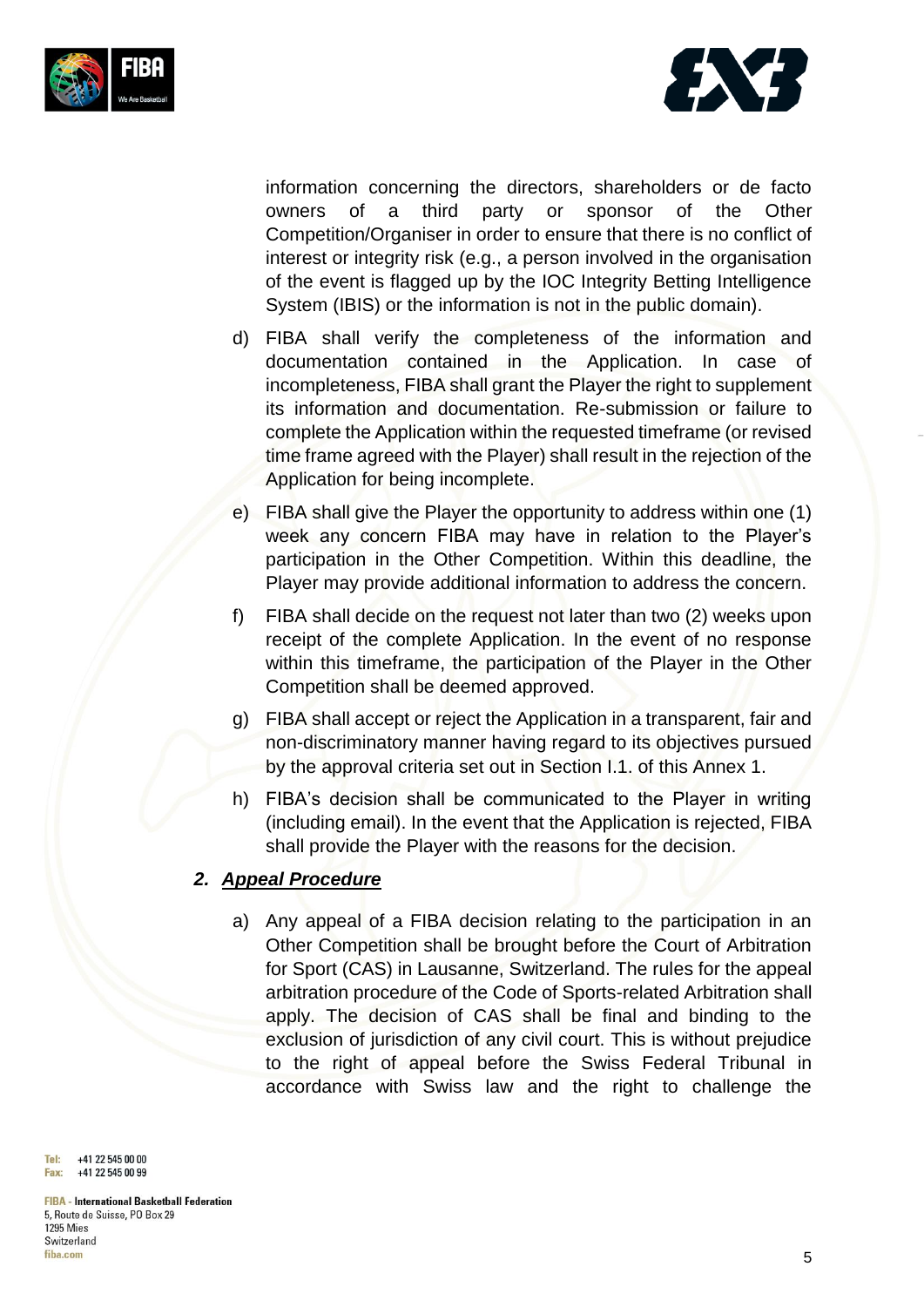information concerning the directors, shareholders or de facto owners of a third party or sponsor of the Other Competition/Organiser in order to ensure that there is no conflict of interest or integrity risk (e.g., a person involved in the organisation of the event is flagged up by the IOC Integrity Betting Intelligence System (IBIS) or the information is not in the public domain).

d) FIBA shall verify the completeness of the information and documentation contained in the Application. In case of incompleteness, FIBA shall grant the Player the right to supplement its information and documentation. Re-submission or failure to complete the Application within the requested timeframe (or revised time frame agreed with the Player) shall result in the rejection of the Application for being incomplete.

e) FIBA shall give the Player the opportunity to address within one (1) week any concern FIBA may have in relation to the Player's participation in the Other Competition. Within this deadline, the Player may provide additional information to address the concern.

f) FIBA shall decide on the request not later than two (2) weeks upon receipt of the complete Application. In the event of no response within this timeframe, the participation of the Player in the Other Competition shall be deemed approved.

g) FIBA shall accept or reject the Application in a transparent, fair and non-discriminatory manner having regard to its objectives pursued by the approval criteria set out in Section I.1. of this Annex 1.

h) FIBA's decision shall be communicated to the Player in writing (including email). In the event that the Application is rejected, FIBA shall provide the Player with the reasons for the decision.

### *2. Appeal Procedure*

a) Any appeal of a FIBA decision relating to the participation in an Other Competition shall be brought before the Court of Arbitration for Sport (CAS) in Lausanne, Switzerland. The rules for the appeal arbitration procedure of the Code of Sports-related Arbitration shall apply. The decision of CAS shall be final and binding to the exclusion of jurisdiction of any civil court. This is without prejudice to the right of appeal before the Swiss Federal Tribunal in accordance with Swiss law and the right to challenge the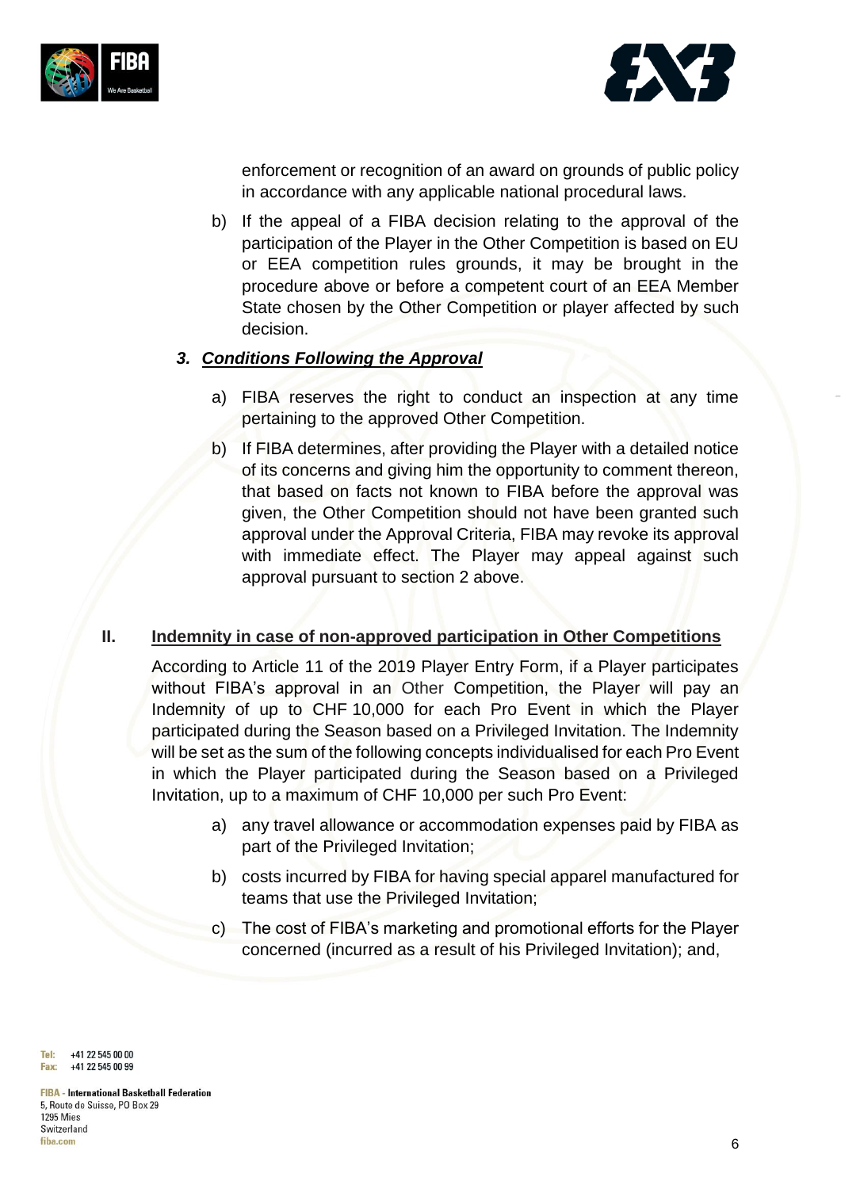enforcement or recognition of an award on grounds of public policy in accordance with any applicable national procedural laws.

b) If the appeal of a FIBA decision relating to the approval of the participation of the Player in the Other Competition is based on EU or EEA competition rules grounds, it may be brought in the procedure above or before a competent court of an EEA Member State chosen by the Other Competition or player affected by such decision.

### *3. Conditions Following the Approval*

a) FIBA reserves the right to conduct an inspection at any time pertaining to the approved Other Competition.

b) If FIBA determines, after providing the Player with a detailed notice of its concerns and giving him the opportunity to comment thereon, that based on facts not known to FIBA before the approval was given, the Other Competition should not have been granted such approval under the Approval Criteria, FIBA may revoke its approval with immediate effect. The Player may appeal against such approval pursuant to section 2 above.

## II. Indemnity in case of non-approved participation in Other Competitions

According to Article 11 of the 2019 Player Entry Form, if a Player participates without FIBA's approval in an Other Competition, the Player will pay an Indemnity of up to CHF 10,000 for each Pro Event in which the Player participated during the Season based on a Privileged Invitation. The Indemnity will be set as the sum of the following concepts individualised for each Pro Event in which the Player participated during the Season based on a Privileged Invitation, up to a maximum of CHF 10,000 per such Pro Event:

a) any travel allowance or accommodation expenses paid by FIBA as part of the Privileged Invitation;

b) costs incurred by FIBA for having special apparel manufactured for teams that use the Privileged Invitation;

c) The cost of FIBA's marketing and promotional efforts for the Player concerned (incurred as a result of his Privileged Invitation); and,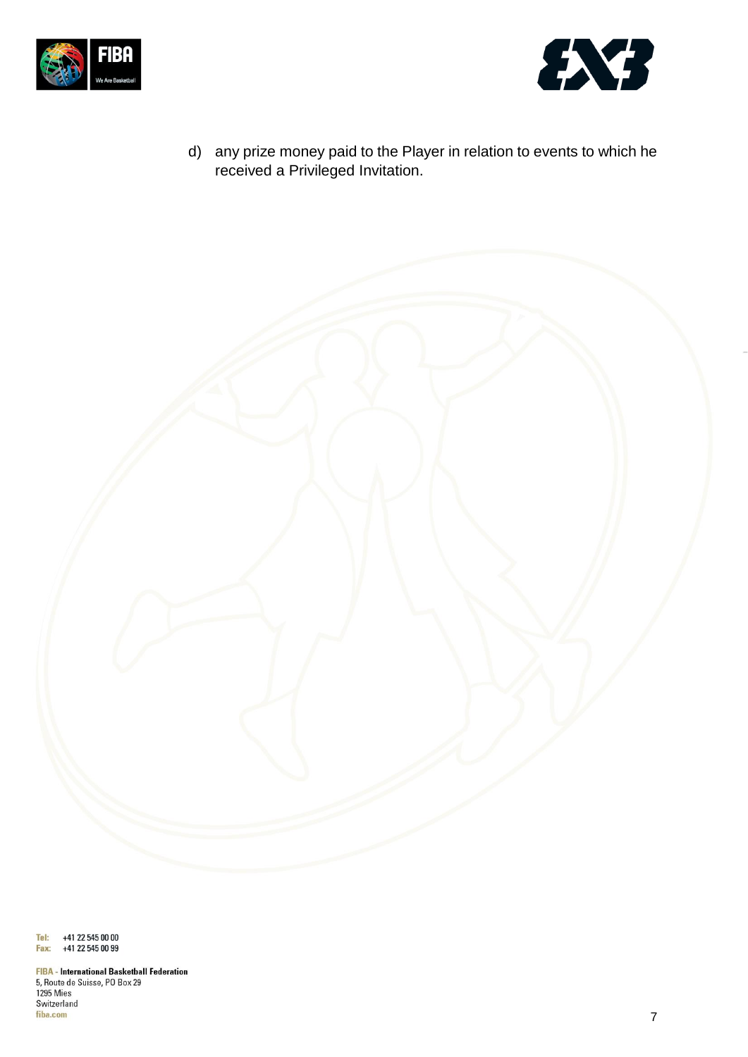d) any prize money paid to the Player in relation to events to which he received a Privileged Invitation.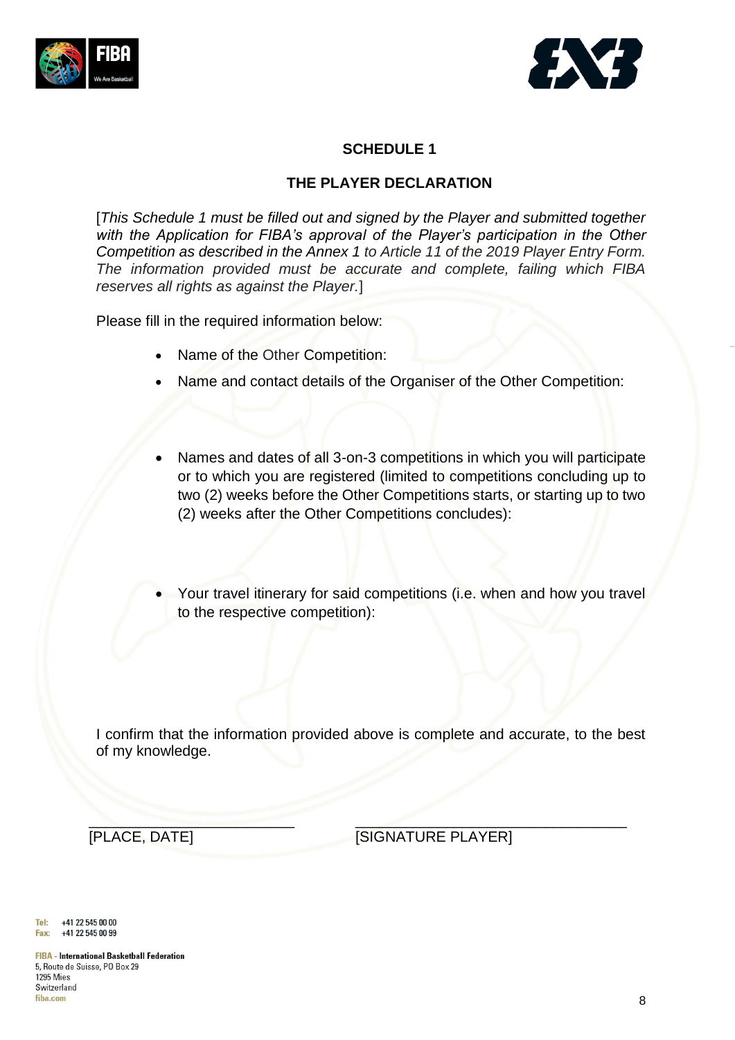## SCHEDULE 1

## THE PLAYER DECLARATION

[*This Schedule 1 must be filled out and signed by the Player and submitted together with the Application for FIBA's approval of the Player's participation in the Other Competition as described in the Annex 1 to Article 11 of the 2019 Player Entry Form. The information provided must be accurate and complete, failing which FIBA reserves all rights as against the Player.*]

Please fill in the required information below:

- Name of the Other Competition:
- Name and contact details of the Organiser of the Other Competition:
- Names and dates of all 3-on-3 competitions in which you will participate or to which you are registered (limited to competitions concluding up to two (2) weeks before the Other Competitions starts, or starting up to two (2) weeks after the Other Competitions concludes):
- Your travel itinerary for said competitions (i.e. when and how you travel to the respective competition):

I confirm that the information provided above is complete and accurate, to the best of my knowledge.

\_\_\_\_\_\_\_\_\_\_\_\_\_\_\_\_\_\_\_\_\_\_\_\_\_ 
[PLACE, DATE]

\_\_\_\_\_\_\_\_\_\_\_\_\_\_\_\_\_\_\_\_\_\_\_\_\_\_\_\_\_\_\_\_\_ 
[SIGNATURE PLAYER]

Tel: +41 22 545 00 00
Fax: +41 22 545 00 99

**FIBA - International Basketball Federation**
5, Route de Suisse, PO Box 29
1295 Mies
Switzerland
fiba.com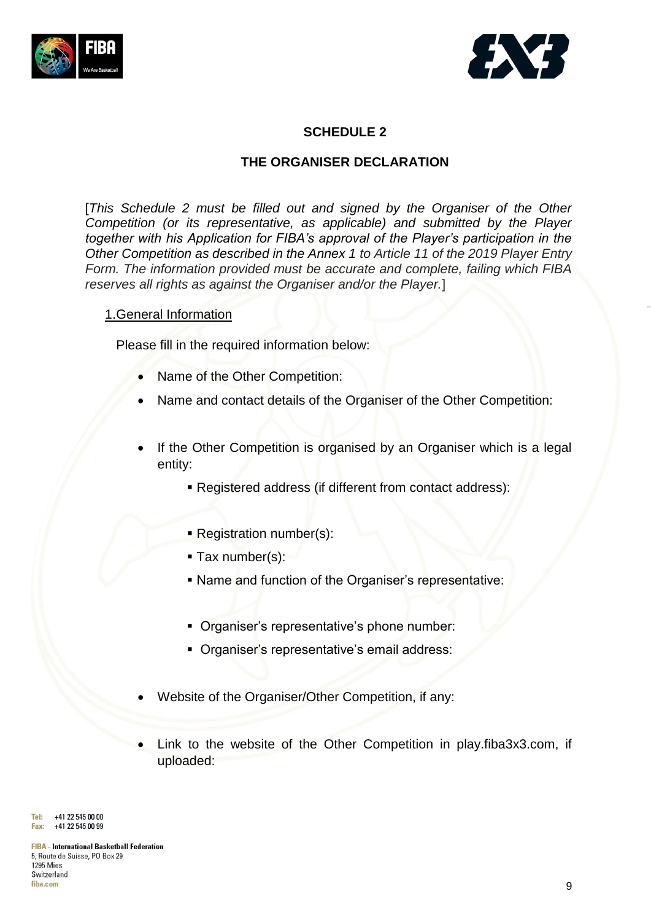## SCHEDULE 2

## THE ORGANISER DECLARATION

[*This Schedule 2 must be filled out and signed by the Organiser of the Other Competition (or its representative, as applicable) and submitted by the Player together with his Application for FIBA's approval of the Player's participation in the Other Competition as described in the Annex 1 to Article 11 of the 2019 Player Entry Form. The information provided must be accurate and complete, failing which FIBA reserves all rights as against the Organiser and/or the Player.*]

<u>1.General Information</u>

Please fill in the required information below:

- Name of the Other Competition:
- Name and contact details of the Organiser of the Other Competition:
- If the Other Competition is organised by an Organiser which is a legal entity:
  - Registered address (if different from contact address):
  - Registration number(s):
  - Tax number(s):
  - Name and function of the Organiser's representative:
  - Organiser's representative's phone number:
  - Organiser's representative's email address:
- Website of the Organiser/Other Competition, if any:
- Link to the website of the Other Competition in play.fiba3x3.com, if uploaded: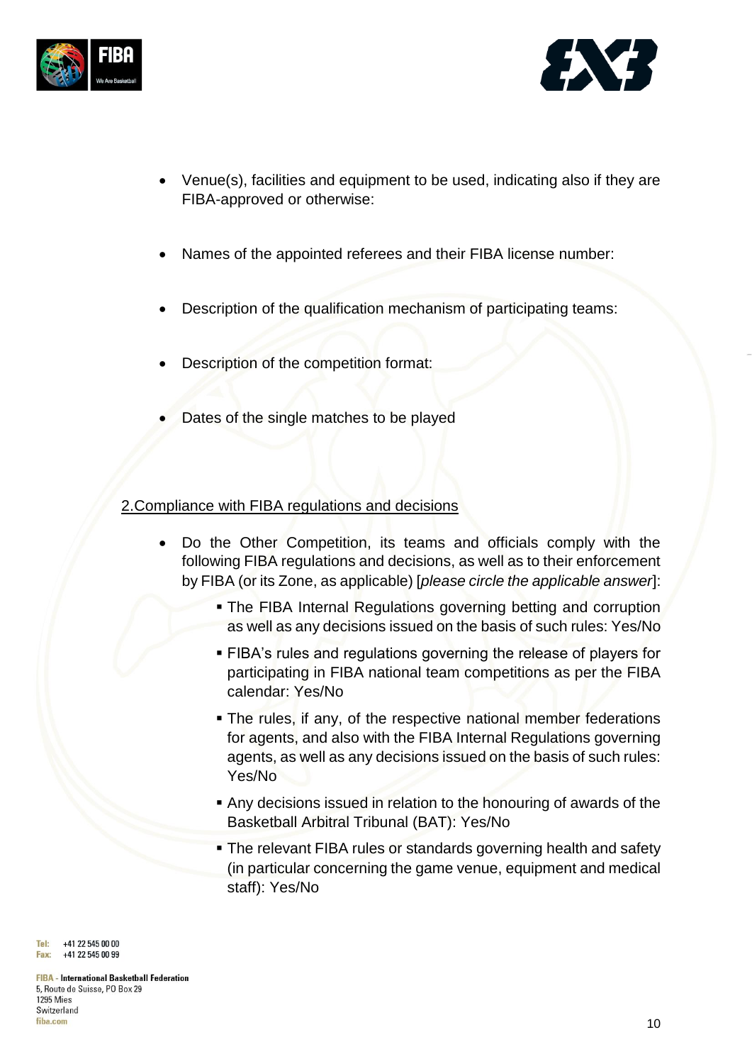- Venue(s), facilities and equipment to be used, indicating also if they are FIBA-approved or otherwise:

- Names of the appointed referees and their FIBA license number:

- Description of the qualification mechanism of participating teams:

- Description of the competition format:

- Dates of the single matches to be played

2.Compliance with FIBA regulations and decisions

- Do the Other Competition, its teams and officials comply with the following FIBA regulations and decisions, as well as to their enforcement by FIBA (or its Zone, as applicable) [*please circle the applicable answer*]:
  - The FIBA Internal Regulations governing betting and corruption as well as any decisions issued on the basis of such rules: Yes/No
  - FIBA's rules and regulations governing the release of players for participating in FIBA national team competitions as per the FIBA calendar: Yes/No
  - The rules, if any, of the respective national member federations for agents, and also with the FIBA Internal Regulations governing agents, as well as any decisions issued on the basis of such rules: Yes/No
  - Any decisions issued in relation to the honouring of awards of the Basketball Arbitral Tribunal (BAT): Yes/No
  - The relevant FIBA rules or standards governing health and safety (in particular concerning the game venue, equipment and medical staff): Yes/No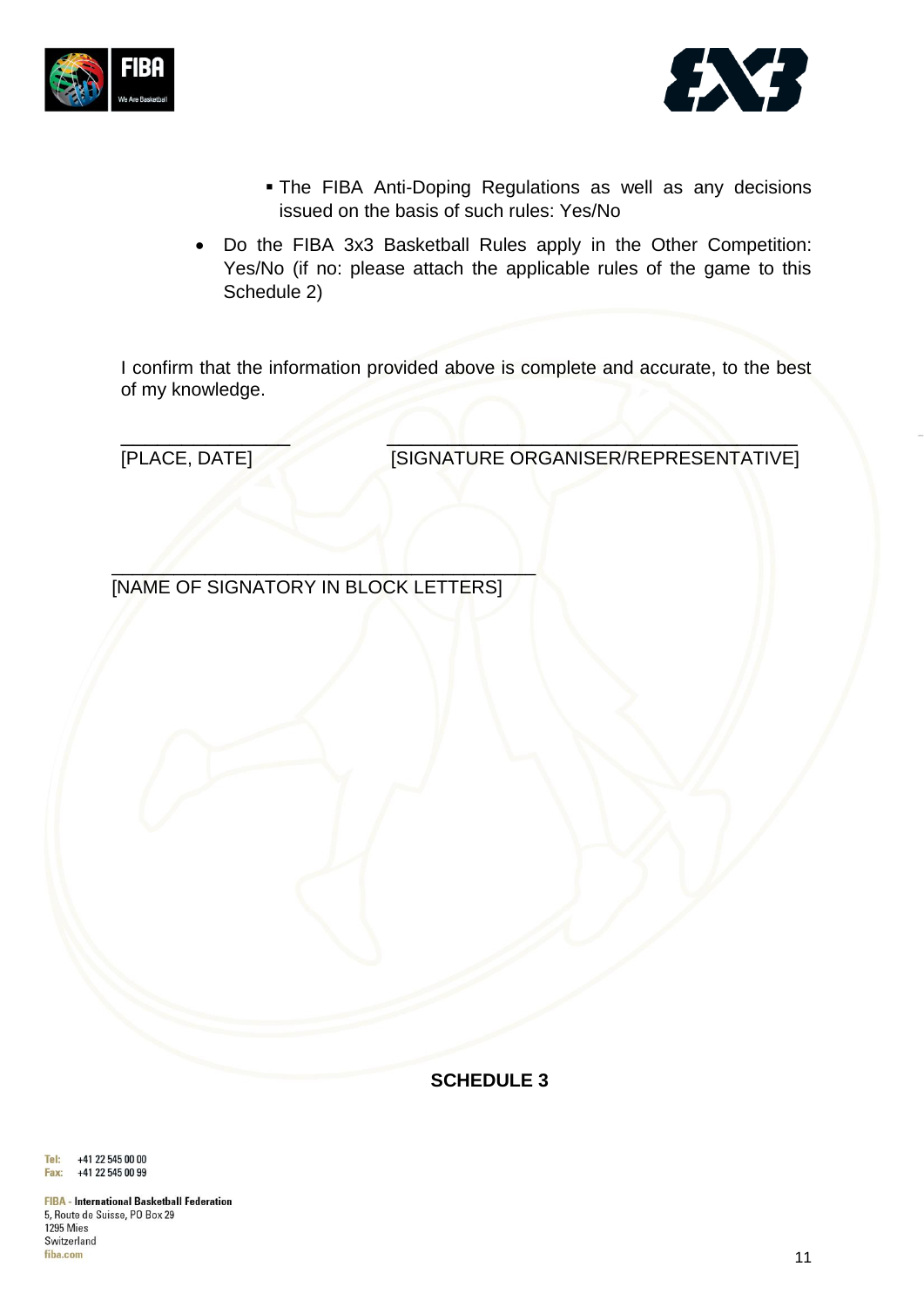- The FIBA Anti-Doping Regulations as well as any decisions issued on the basis of such rules: Yes/No

- Do the FIBA 3x3 Basketball Rules apply in the Other Competition: Yes/No (if no: please attach the applicable rules of the game to this Schedule 2)

I confirm that the information provided above is complete and accurate, to the best of my knowledge.

\_\_\_\_\_\_\_\_\_\_\_\_\_\_\_\_ \_\_\_\_\_\_\_\_\_\_\_\_\_\_\_\_\_\_\_\_\_\_\_\_\_\_\_\_\_\_\_\_\_\_\_\_\_\_\_\_

[PLACE, DATE] [SIGNATURE ORGANISER/REPRESENTATIVE]

\_\_\_\_\_\_\_\_\_\_\_\_\_\_\_\_\_\_\_\_\_\_\_\_\_\_\_\_\_\_\_\_\_\_\_\_\_\_\_\_

[NAME OF SIGNATORY IN BLOCK LETTERS]

**SCHEDULE 3**

Tel: +41 22 545 00 00
Fax: +41 22 545 00 99

FIBA - International Basketball Federation
5, Route de Suisse, PO Box 29
1295 Mies
Switzerland
fiba.com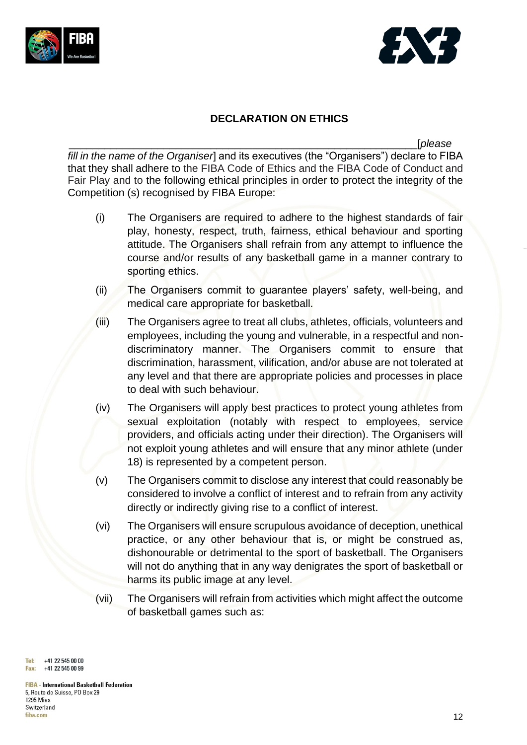## DECLARATION ON ETHICS

_____________________________________________________________[*please fill in the name of the Organiser*] and its executives (the "Organisers") declare to FIBA that they shall adhere to the FIBA Code of Ethics and the FIBA Code of Conduct and Fair Play and to the following ethical principles in order to protect the integrity of the Competition (s) recognised by FIBA Europe:

(i) The Organisers are required to adhere to the highest standards of fair play, honesty, respect, truth, fairness, ethical behaviour and sporting attitude. The Organisers shall refrain from any attempt to influence the course and/or results of any basketball game in a manner contrary to sporting ethics.

(ii) The Organisers commit to guarantee players' safety, well-being, and medical care appropriate for basketball.

(iii) The Organisers agree to treat all clubs, athletes, officials, volunteers and employees, including the young and vulnerable, in a respectful and non-discriminatory manner. The Organisers commit to ensure that discrimination, harassment, vilification, and/or abuse are not tolerated at any level and that there are appropriate policies and processes in place to deal with such behaviour.

(iv) The Organisers will apply best practices to protect young athletes from sexual exploitation (notably with respect to employees, service providers, and officials acting under their direction). The Organisers will not exploit young athletes and will ensure that any minor athlete (under 18) is represented by a competent person.

(v) The Organisers commit to disclose any interest that could reasonably be considered to involve a conflict of interest and to refrain from any activity directly or indirectly giving rise to a conflict of interest.

(vi) The Organisers will ensure scrupulous avoidance of deception, unethical practice, or any other behaviour that is, or might be construed as, dishonourable or detrimental to the sport of basketball. The Organisers will not do anything that in any way denigrates the sport of basketball or harms its public image at any level.

(vii) The Organisers will refrain from activities which might affect the outcome of basketball games such as:

Tel: +41 22 545 00 00
Fax: +41 22 545 00 99

**FIBA - International Basketball Federation**
5, Route de Suisse, PO Box 29
1295 Mies
Switzerland
fiba.com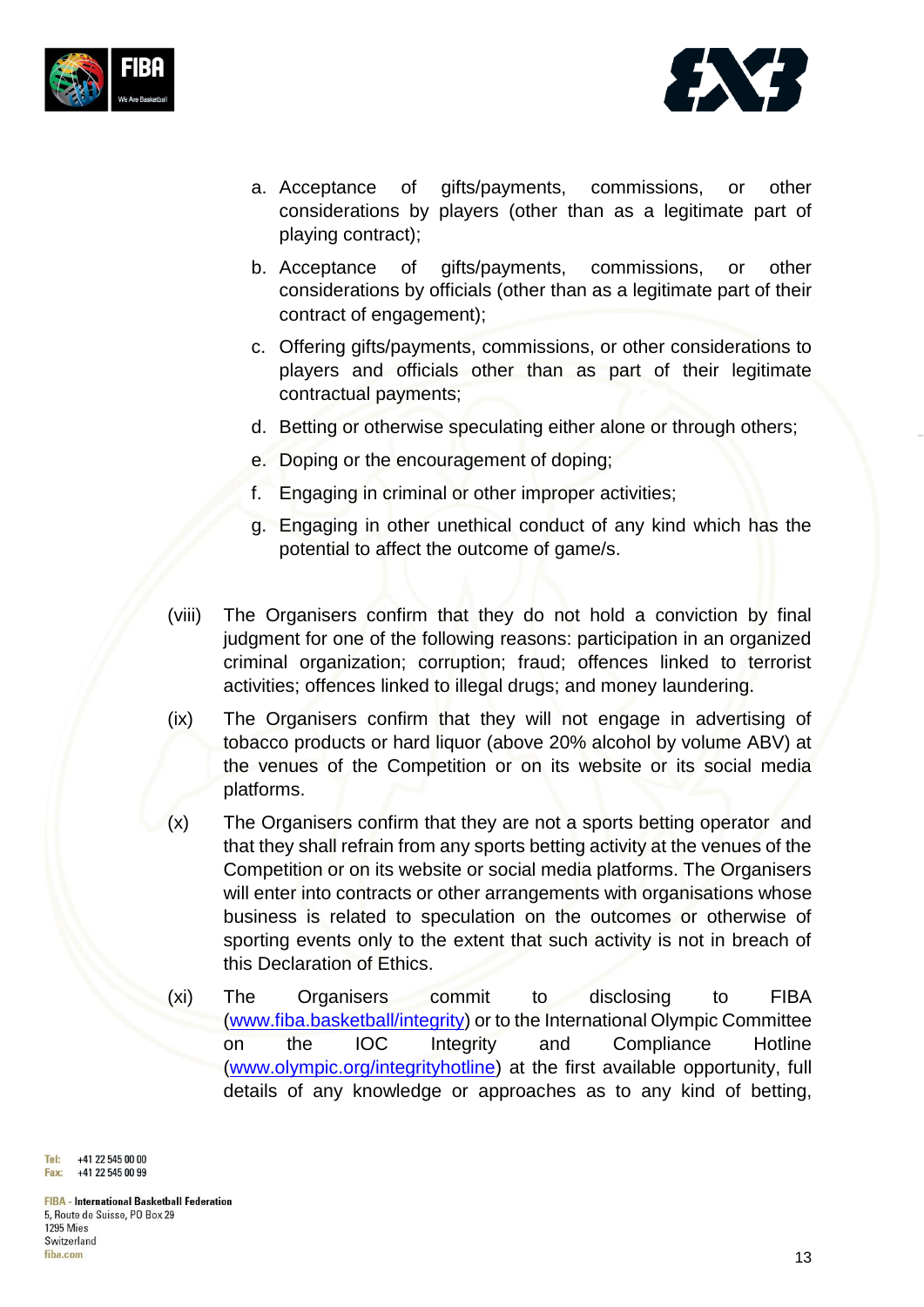a. Acceptance of gifts/payments, commissions, or other considerations by players (other than as a legitimate part of playing contract);

b. Acceptance of gifts/payments, commissions, or other considerations by officials (other than as a legitimate part of their contract of engagement);

c. Offering gifts/payments, commissions, or other considerations to players and officials other than as part of their legitimate contractual payments;

d. Betting or otherwise speculating either alone or through others;

e. Doping or the encouragement of doping;

f. Engaging in criminal or other improper activities;

g. Engaging in other unethical conduct of any kind which has the potential to affect the outcome of game/s.

(viii) The Organisers confirm that they do not hold a conviction by final judgment for one of the following reasons: participation in an organized criminal organization; corruption; fraud; offences linked to terrorist activities; offences linked to illegal drugs; and money laundering.

(ix) The Organisers confirm that they will not engage in advertising of tobacco products or hard liquor (above 20% alcohol by volume ABV) at the venues of the Competition or on its website or its social media platforms.

(x) The Organisers confirm that they are not a sports betting operator and that they shall refrain from any sports betting activity at the venues of the Competition or on its website or social media platforms. The Organisers will enter into contracts or other arrangements with organisations whose business is related to speculation on the outcomes or otherwise of sporting events only to the extent that such activity is not in breach of this Declaration of Ethics.

(xi) The Organisers commit to disclosing to FIBA ([www.fiba.basketball/integrity](www.fiba.basketball/integrity)) or to the International Olympic Committee on the IOC Integrity and Compliance Hotline ([www.olympic.org/integrityhotline](www.olympic.org/integrityhotline)) at the first available opportunity, full details of any knowledge or approaches as to any kind of betting,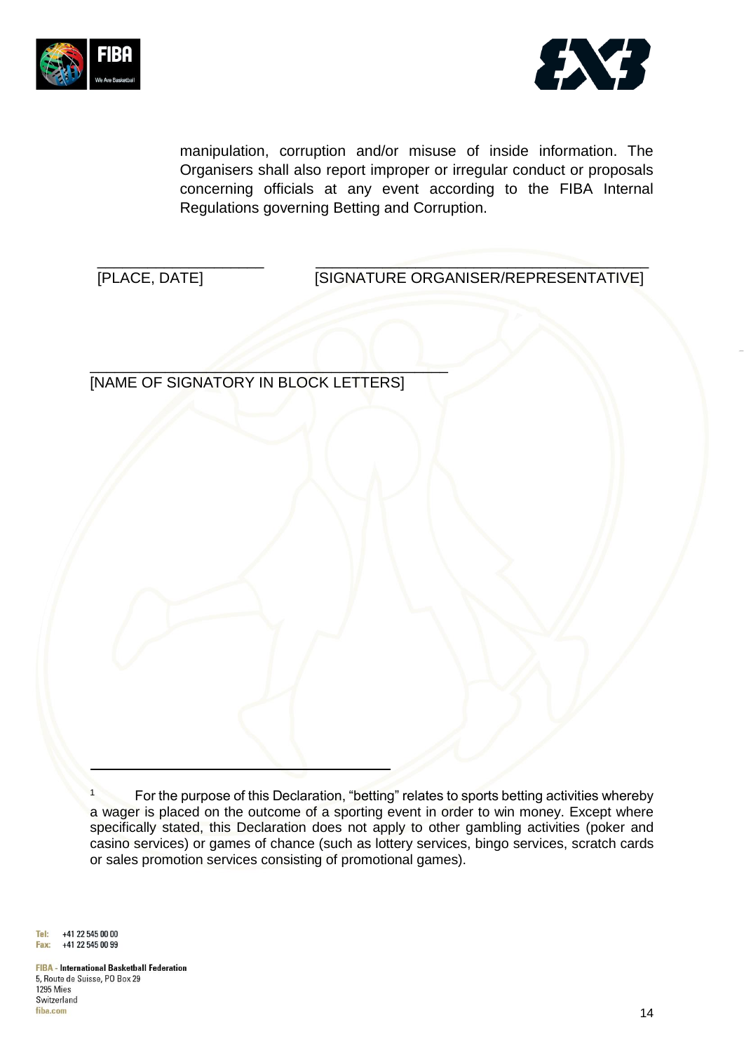manipulation, corruption and/or misuse of inside information. The Organisers shall also report improper or irregular conduct or proposals concerning officials at any event according to the FIBA Internal Regulations governing Betting and Corruption.

_____________________ _______________________________________

[PLACE, DATE] [SIGNATURE ORGANISER/REPRESENTATIVE]

_____________________________________________

[NAME OF SIGNATORY IN BLOCK LETTERS]

---

[1] For the purpose of this Declaration, "betting" relates to sports betting activities whereby a wager is placed on the outcome of a sporting event in order to win money. Except where specifically stated, this Declaration does not apply to other gambling activities (poker and casino services) or games of chance (such as lottery services, bingo services, scratch cards or sales promotion services consisting of promotional games).